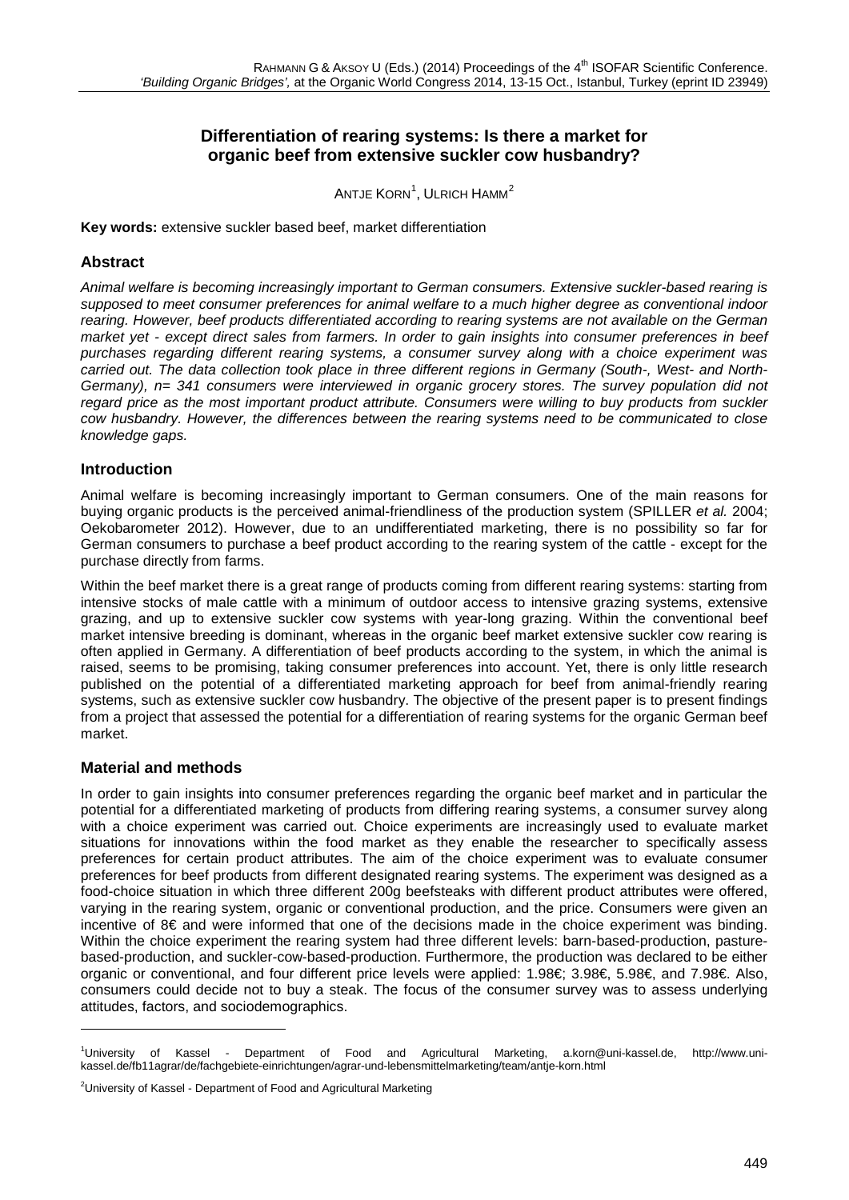# Differentiation of rearing systems: Is there a market for organic beef from extensive suckler cow husbandry?

ANTJE KORN[1], ULRICH HAMM[2]

**Key words:** extensive suckler based beef, market differentiation

## Abstract

*Animal welfare is becoming increasingly important to German consumers. Extensive suckler-based rearing is supposed to meet consumer preferences for animal welfare to a much higher degree as conventional indoor rearing. However, beef products differentiated according to rearing systems are not available on the German market yet - except direct sales from farmers. In order to gain insights into consumer preferences in beef purchases regarding different rearing systems, a consumer survey along with a choice experiment was carried out. The data collection took place in three different regions in Germany (South-, West- and North-Germany), n= 341 consumers were interviewed in organic grocery stores. The survey population did not regard price as the most important product attribute. Consumers were willing to buy products from suckler cow husbandry. However, the differences between the rearing systems need to be communicated to close knowledge gaps.*

## Introduction

Animal welfare is becoming increasingly important to German consumers. One of the main reasons for buying organic products is the perceived animal-friendliness of the production system (SPILLER *et al.* 2004; Oekobarometer 2012). However, due to an undifferentiated marketing, there is no possibility so far for German consumers to purchase a beef product according to the rearing system of the cattle - except for the purchase directly from farms.

Within the beef market there is a great range of products coming from different rearing systems: starting from intensive stocks of male cattle with a minimum of outdoor access to intensive grazing systems, extensive grazing, and up to extensive suckler cow systems with year-long grazing. Within the conventional beef market intensive breeding is dominant, whereas in the organic beef market extensive suckler cow rearing is often applied in Germany. A differentiation of beef products according to the system, in which the animal is raised, seems to be promising, taking consumer preferences into account. Yet, there is only little research published on the potential of a differentiated marketing approach for beef from animal-friendly rearing systems, such as extensive suckler cow husbandry. The objective of the present paper is to present findings from a project that assessed the potential for a differentiation of rearing systems for the organic German beef market.

## Material and methods

In order to gain insights into consumer preferences regarding the organic beef market and in particular the potential for a differentiated marketing of products from differing rearing systems, a consumer survey along with a choice experiment was carried out. Choice experiments are increasingly used to evaluate market situations for innovations within the food market as they enable the researcher to specifically assess preferences for certain product attributes. The aim of the choice experiment was to evaluate consumer preferences for beef products from different designated rearing systems. The experiment was designed as a food-choice situation in which three different 200g beefsteaks with different product attributes were offered, varying in the rearing system, organic or conventional production, and the price. Consumers were given an incentive of 8€ and were informed that one of the decisions made in the choice experiment was binding. Within the choice experiment the rearing system had three different levels: barn-based-production, pasture-based-production, and suckler-cow-based-production. Furthermore, the production was declared to be either organic or conventional, and four different price levels were applied: 1.98€; 3.98€, 5.98€, and 7.98€. Also, consumers could decide not to buy a steak. The focus of the consumer survey was to assess underlying attitudes, factors, and sociodemographics.

---

[1]University of Kassel - Department of Food and Agricultural Marketing, a.korn@uni-kassel.de, http://www.uni-kassel.de/fb11agrar/de/fachgebiete-einrichtungen/agrar-und-lebensmittelmarketing/team/antje-korn.html

[2]University of Kassel - Department of Food and Agricultural Marketing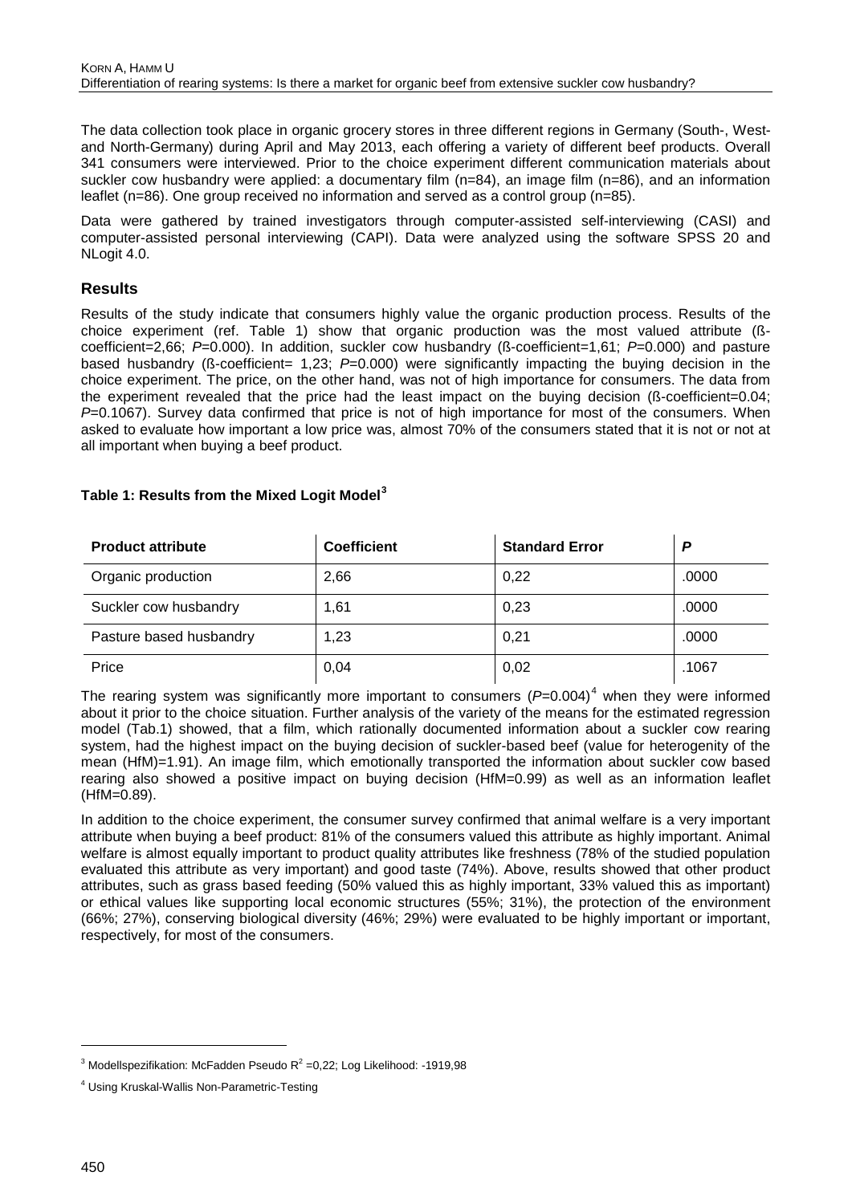The data collection took place in organic grocery stores in three different regions in Germany (South-, West- and North-Germany) during April and May 2013, each offering a variety of different beef products. Overall 341 consumers were interviewed. Prior to the choice experiment different communication materials about suckler cow husbandry were applied: a documentary film (n=84), an image film (n=86), and an information leaflet (n=86). One group received no information and served as a control group (n=85).

Data were gathered by trained investigators through computer-assisted self-interviewing (CASI) and computer-assisted personal interviewing (CAPI). Data were analyzed using the software SPSS 20 and NLogit 4.0.

## Results

Results of the study indicate that consumers highly value the organic production process. Results of the choice experiment (ref. Table 1) show that organic production was the most valued attribute (ß-coefficient=2,66; *P*=0.000). In addition, suckler cow husbandry (ß-coefficient=1,61; *P*=0.000) and pasture based husbandry (ß-coefficient= 1,23; *P*=0.000) were significantly impacting the buying decision in the choice experiment. The price, on the other hand, was not of high importance for consumers. The data from the experiment revealed that the price had the least impact on the buying decision (ß-coefficient=0.04; *P*=0.1067). Survey data confirmed that price is not of high importance for most of the consumers. When asked to evaluate how important a low price was, almost 70% of the consumers stated that it is not or not at all important when buying a beef product.

**Table 1: Results from the Mixed Logit Model[3]**

| Product attribute | Coefficient | Standard Error | *P* |
|---|---|---|---|
| Organic production | 2,66 | 0,22 | .0000 |
| Suckler cow husbandry | 1,61 | 0,23 | .0000 |
| Pasture based husbandry | 1,23 | 0,21 | .0000 |
| Price | 0,04 | 0,02 | .1067 |

The rearing system was significantly more important to consumers (*P*=0.004)[4] when they were informed about it prior to the choice situation. Further analysis of the variety of the means for the estimated regression model (Tab.1) showed, that a film, which rationally documented information about a suckler cow rearing system, had the highest impact on the buying decision of suckler-based beef (value for heterogenity of the mean (HfM)=1.91). An image film, which emotionally transported the information about suckler cow based rearing also showed a positive impact on buying decision (HfM=0.99) as well as an information leaflet (HfM=0.89).

In addition to the choice experiment, the consumer survey confirmed that animal welfare is a very important attribute when buying a beef product: 81% of the consumers valued this attribute as highly important. Animal welfare is almost equally important to product quality attributes like freshness (78% of the studied population evaluated this attribute as very important) and good taste (74%). Above, results showed that other product attributes, such as grass based feeding (50% valued this as highly important, 33% valued this as important) or ethical values like supporting local economic structures (55%; 31%), the protection of the environment (66%; 27%), conserving biological diversity (46%; 29%) were evaluated to be highly important or important, respectively, for most of the consumers.

---

[3] Modellspezifikation: McFadden Pseudo $R^2$ =0,22; Log Likelihood: -1919,98

[4] Using Kruskal-Wallis Non-Parametric-Testing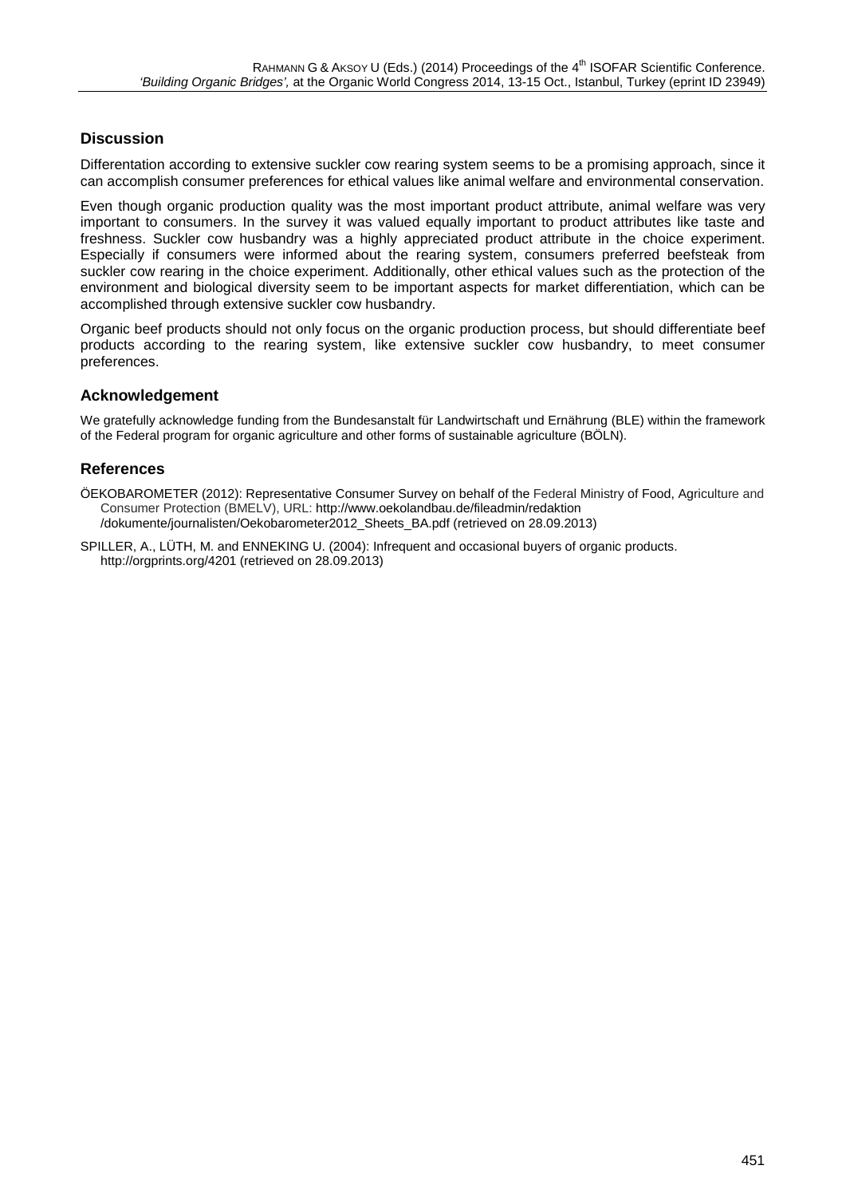## Discussion

Differentation according to extensive suckler cow rearing system seems to be a promising approach, since it can accomplish consumer preferences for ethical values like animal welfare and environmental conservation.

Even though organic production quality was the most important product attribute, animal welfare was very important to consumers. In the survey it was valued equally important to product attributes like taste and freshness. Suckler cow husbandry was a highly appreciated product attribute in the choice experiment. Especially if consumers were informed about the rearing system, consumers preferred beefsteak from suckler cow rearing in the choice experiment. Additionally, other ethical values such as the protection of the environment and biological diversity seem to be important aspects for market differentiation, which can be accomplished through extensive suckler cow husbandry.

Organic beef products should not only focus on the organic production process, but should differentiate beef products according to the rearing system, like extensive suckler cow husbandry, to meet consumer preferences.

## Acknowledgement

We gratefully acknowledge funding from the Bundesanstalt für Landwirtschaft und Ernährung (BLE) within the framework of the Federal program for organic agriculture and other forms of sustainable agriculture (BÖLN).

## References

ÖEKOBAROMETER (2012): Representative Consumer Survey on behalf of the Federal Ministry of Food, Agriculture and Consumer Protection (BMELV), URL: http://www.oekolandbau.de/fileadmin/redaktion /dokumente/journalisten/Oekobarometer2012_Sheets_BA.pdf (retrieved on 28.09.2013)

SPILLER, A., LÜTH, M. and ENNEKING U. (2004): Infrequent and occasional buyers of organic products. http://orgprints.org/4201 (retrieved on 28.09.2013)